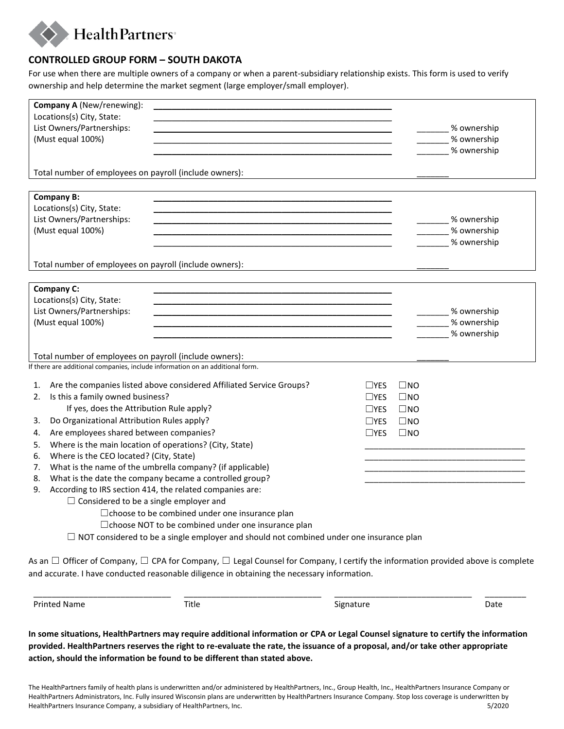HealthPartners

## CONTROLLED GROUP FORM – SOUTH DAKOTA

For use when there are multiple owners of a company or when a parent-subsidiary relationship exists. This form is used to verify ownership and help determine the market segment (large employer/small employer).

**Company A** (New/renewing): ____________________________________________
Locations(s) City, State: ____________________________________________
List Owners/Partnerships: ____________________________________________ _______ % ownership
(Must equal 100%) ____________________________________________ _______ % ownership
____________________________________________ _______ % ownership

Total number of employees on payroll (include owners): _______

**Company B:** ____________________________________________
Locations(s) City, State: ____________________________________________
List Owners/Partnerships: ____________________________________________ _______ % ownership
(Must equal 100%) ____________________________________________ _______ % ownership
____________________________________________ _______ % ownership

Total number of employees on payroll (include owners): _______

**Company C:** ____________________________________________
Locations(s) City, State: ____________________________________________
List Owners/Partnerships: ____________________________________________ _______ % ownership
(Must equal 100%) ____________________________________________ _______ % ownership
____________________________________________ _______ % ownership

Total number of employees on payroll (include owners): _______

If there are additional companies, include information on an additional form.

1. Are the companies listed above considered Affiliated Service Groups? ☐YES ☐NO
2. Is this a family owned business? ☐YES ☐NO
   If yes, does the Attribution Rule apply? ☐YES ☐NO
3. Do Organizational Attribution Rules apply? ☐YES ☐NO
4. Are employees shared between companies? ☐YES ☐NO
5. Where is the main location of operations? (City, State) ____________________________________
6. Where is the CEO located? (City, State) ____________________________________
7. What is the name of the umbrella company? (if applicable) ____________________________________
8. What is the date the company became a controlled group? ____________________________________
9. According to IRS section 414, the related companies are:
   - ☐ Considered to be a single employer and
     - ☐choose to be combined under one insurance plan
     - ☐choose NOT to be combined under one insurance plan
   - ☐ NOT considered to be a single employer and should not combined under one insurance plan

As an ☐ Officer of Company, ☐ CPA for Company, ☐ Legal Counsel for Company, I certify the information provided above is complete and accurate. I have conducted reasonable diligence in obtaining the necessary information.

______________________________ ______________________________ ______________________________ _________
Printed Name Title Signature Date

**In some situations, HealthPartners may require additional information or CPA or Legal Counsel signature to certify the information provided. HealthPartners reserves the right to re-evaluate the rate, the issuance of a proposal, and/or take other appropriate action, should the information be found to be different than stated above.**

The HealthPartners family of health plans is underwritten and/or administered by HealthPartners, Inc., Group Health, Inc., HealthPartners Insurance Company or HealthPartners Administrators, Inc. Fully insured Wisconsin plans are underwritten by HealthPartners Insurance Company. Stop loss coverage is underwritten by HealthPartners Insurance Company, a subsidiary of HealthPartners, Inc. 5/2020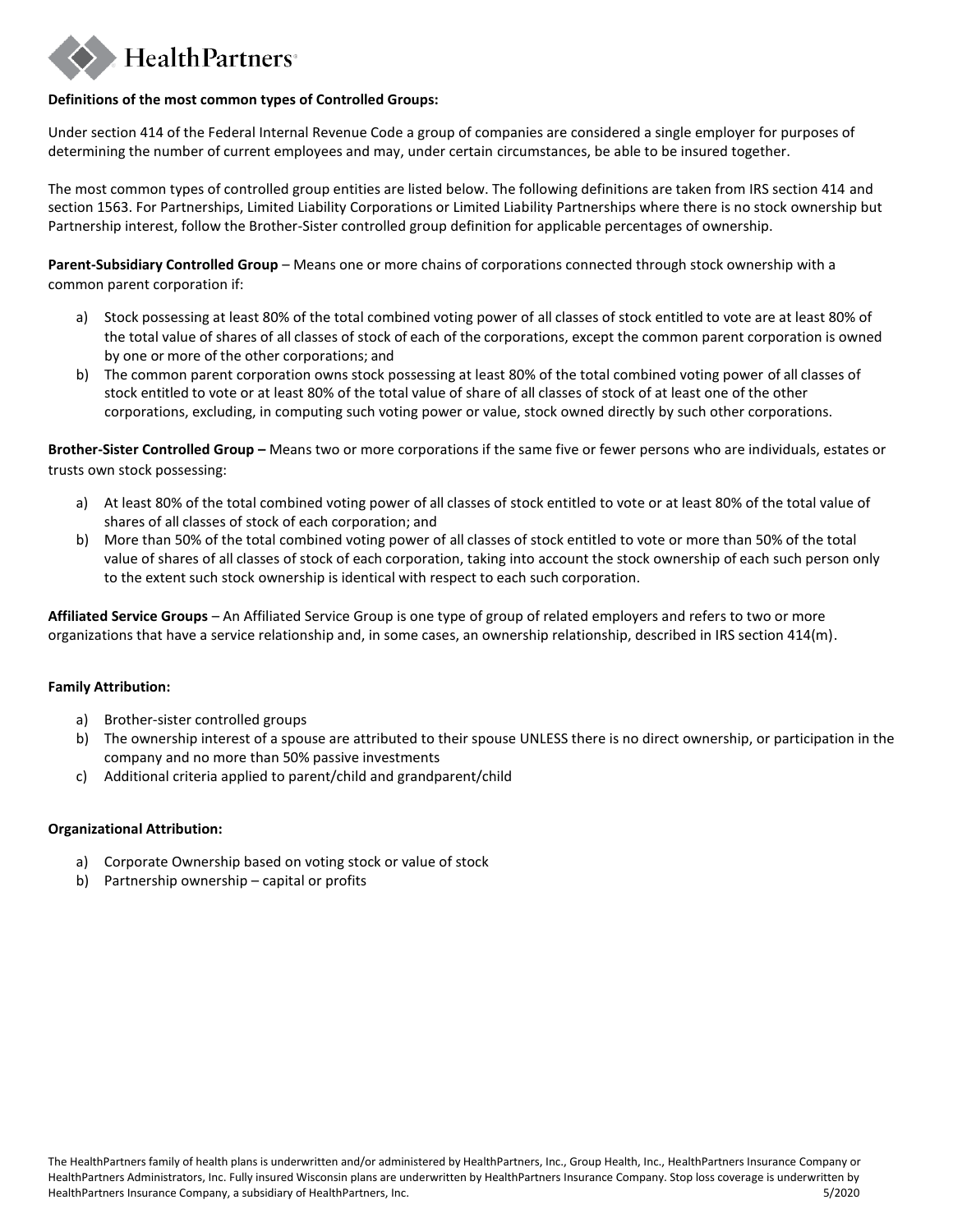**Definitions of the most common types of Controlled Groups:**

Under section 414 of the Federal Internal Revenue Code a group of companies are considered a single employer for purposes of determining the number of current employees and may, under certain circumstances, be able to be insured together.

The most common types of controlled group entities are listed below. The following definitions are taken from IRS section 414 and section 1563. For Partnerships, Limited Liability Corporations or Limited Liability Partnerships where there is no stock ownership but Partnership interest, follow the Brother-Sister controlled group definition for applicable percentages of ownership.

**Parent-Subsidiary Controlled Group** – Means one or more chains of corporations connected through stock ownership with a common parent corporation if:

a) Stock possessing at least 80% of the total combined voting power of all classes of stock entitled to vote are at least 80% of the total value of shares of all classes of stock of each of the corporations, except the common parent corporation is owned by one or more of the other corporations; and
b) The common parent corporation owns stock possessing at least 80% of the total combined voting power of all classes of stock entitled to vote or at least 80% of the total value of share of all classes of stock of at least one of the other corporations, excluding, in computing such voting power or value, stock owned directly by such other corporations.

**Brother-Sister Controlled Group –** Means two or more corporations if the same five or fewer persons who are individuals, estates or trusts own stock possessing:

a) At least 80% of the total combined voting power of all classes of stock entitled to vote or at least 80% of the total value of shares of all classes of stock of each corporation; and
b) More than 50% of the total combined voting power of all classes of stock entitled to vote or more than 50% of the total value of shares of all classes of stock of each corporation, taking into account the stock ownership of each such person only to the extent such stock ownership is identical with respect to each such corporation.

**Affiliated Service Groups** – An Affiliated Service Group is one type of group of related employers and refers to two or more organizations that have a service relationship and, in some cases, an ownership relationship, described in IRS section 414(m).

**Family Attribution:**

a) Brother-sister controlled groups
b) The ownership interest of a spouse are attributed to their spouse UNLESS there is no direct ownership, or participation in the company and no more than 50% passive investments
c) Additional criteria applied to parent/child and grandparent/child

**Organizational Attribution:**

a) Corporate Ownership based on voting stock or value of stock
b) Partnership ownership – capital or profits

The HealthPartners family of health plans is underwritten and/or administered by HealthPartners, Inc., Group Health, Inc., HealthPartners Insurance Company or HealthPartners Administrators, Inc. Fully insured Wisconsin plans are underwritten by HealthPartners Insurance Company. Stop loss coverage is underwritten by HealthPartners Insurance Company, a subsidiary of HealthPartners, Inc. 5/2020